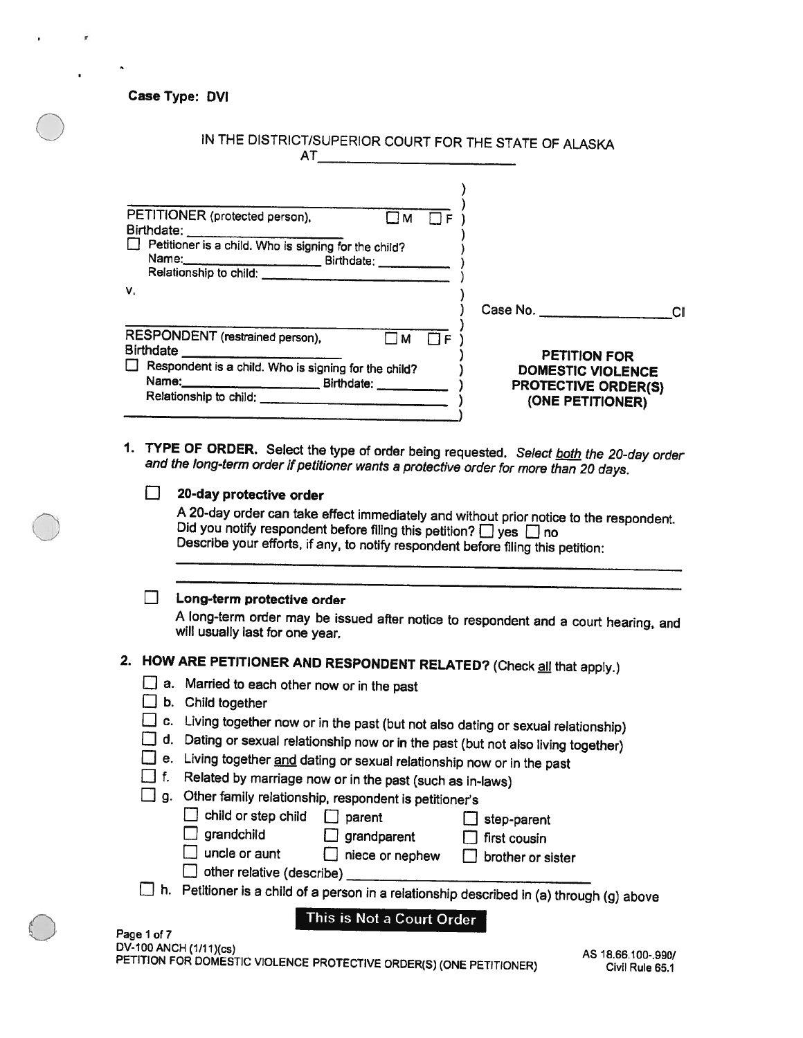Case Type: DVI

IN THE DISTRICT/SUPERIOR COURT FOR THE STATE OF ALASKA
AT________________________

_______________________________________
PETITIONER (protected person), ☐ M ☐ F
Birthdate: ____________________
☐ Petitioner is a child. Who is signing for the child?
Name:__________________ Birthdate: __________
Relationship to child: ______________________________

v.

_______________________________________
RESPONDENT (restrained person), ☐ M ☐ F
Birthdate ____________________
☐ Respondent is a child. Who is signing for the child?
Name:__________________ Birthdate: __________
Relationship to child: ______________________________

Case No. ________________CI

**PETITION FOR DOMESTIC VIOLENCE PROTECTIVE ORDER(S) (ONE PETITIONER)**

1. **TYPE OF ORDER.** Select the type of order being requested. *Select both the 20-day order and the long-term order if petitioner wants a protective order for more than 20 days.*

   ☐ **20-day protective order**

   A 20-day order can take effect immediately and without prior notice to the respondent. Did you notify respondent before filing this petition? ☐ yes ☐ no
   Describe your efforts, if any, to notify respondent before filing this petition:
   ______________________________________________________________________
   ______________________________________________________________________

   ☐ **Long-term protective order**

   A long-term order may be issued after notice to respondent and a court hearing, and will usually last for one year.

2. **HOW ARE PETITIONER AND RESPONDENT RELATED?** (Check all that apply.)
   - ☐ a. Married to each other now or in the past
   - ☐ b. Child together
   - ☐ c. Living together now or in the past (but not also dating or sexual relationship)
   - ☐ d. Dating or sexual relationship now or in the past (but not also living together)
   - ☐ e. Living together and dating or sexual relationship now or in the past
   - ☐ f. Related by marriage now or in the past (such as in-laws)
   - ☐ g. Other family relationship, respondent is petitioner's
     - ☐ child or step child ☐ parent ☐ step-parent
     - ☐ grandchild ☐ grandparent ☐ first cousin
     - ☐ uncle or aunt ☐ niece or nephew ☐ brother or sister
     - ☐ other relative (describe) ____________________
   - ☐ h. Petitioner is a child of a person in a relationship described in (a) through (g) above

**This is Not a Court Order**

DV-100 ANCH (1/11)(cs)
PETITION FOR DOMESTIC VIOLENCE PROTECTIVE ORDER(S) (ONE PETITIONER)

AS 18.66.100-.990/
Civil Rule 65.1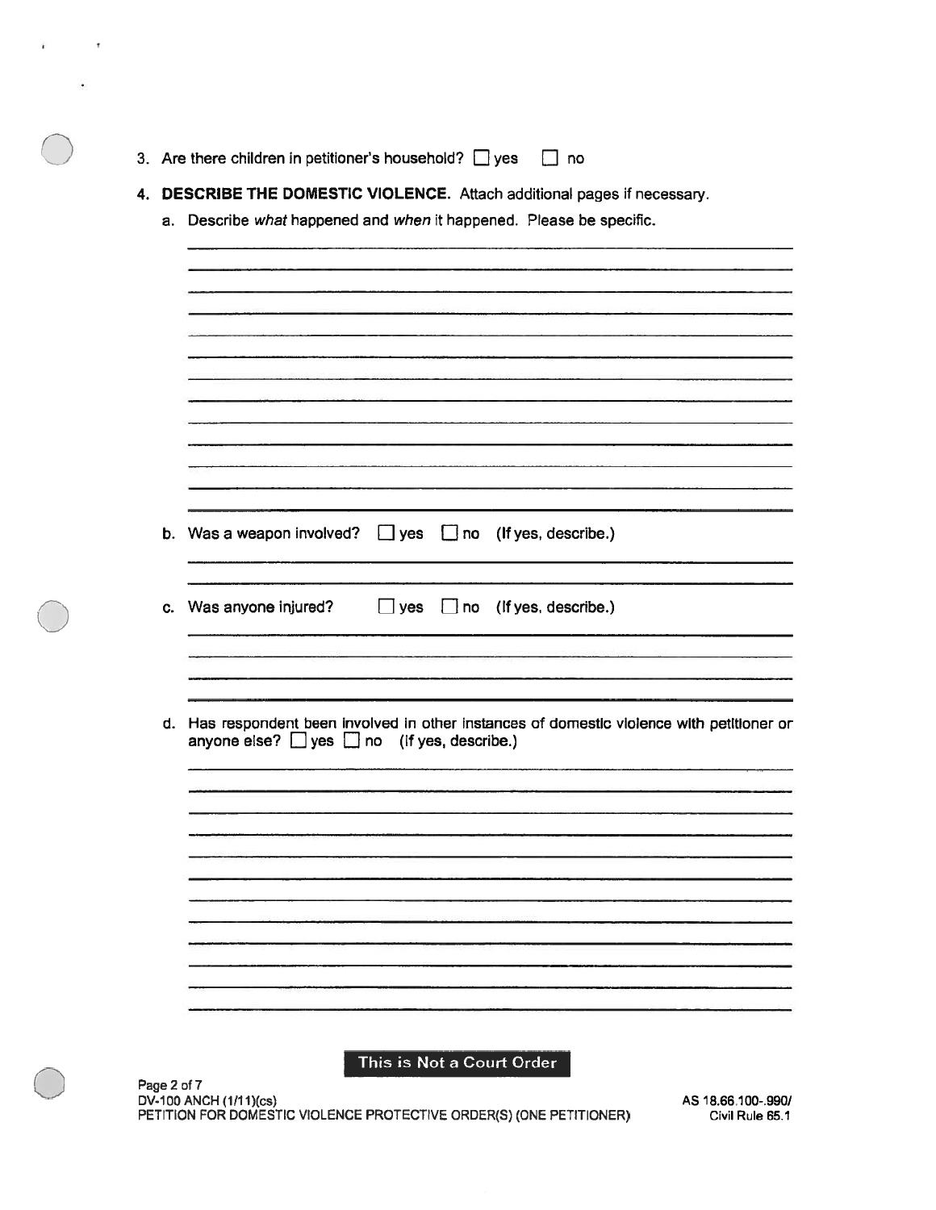3. Are there children in petitioner's household? ☐ yes ☐ no

4. **DESCRIBE THE DOMESTIC VIOLENCE.** Attach additional pages if necessary.

   a. Describe *what* happened and *when* it happened. Please be specific.

   b. Was a weapon involved? ☐ yes ☐ no (If yes, describe.)

   c. Was anyone injured? ☐ yes ☐ no (If yes, describe.)

   d. Has respondent been involved in other instances of domestic violence with petitioner or anyone else? ☐ yes ☐ no (If yes, describe.)

**This is Not a Court Order**

DV-100 ANCH (1/11)(cs)
PETITION FOR DOMESTIC VIOLENCE PROTECTIVE ORDER(S) (ONE PETITIONER)

AS 18.66.100-.990/
Civil Rule 65.1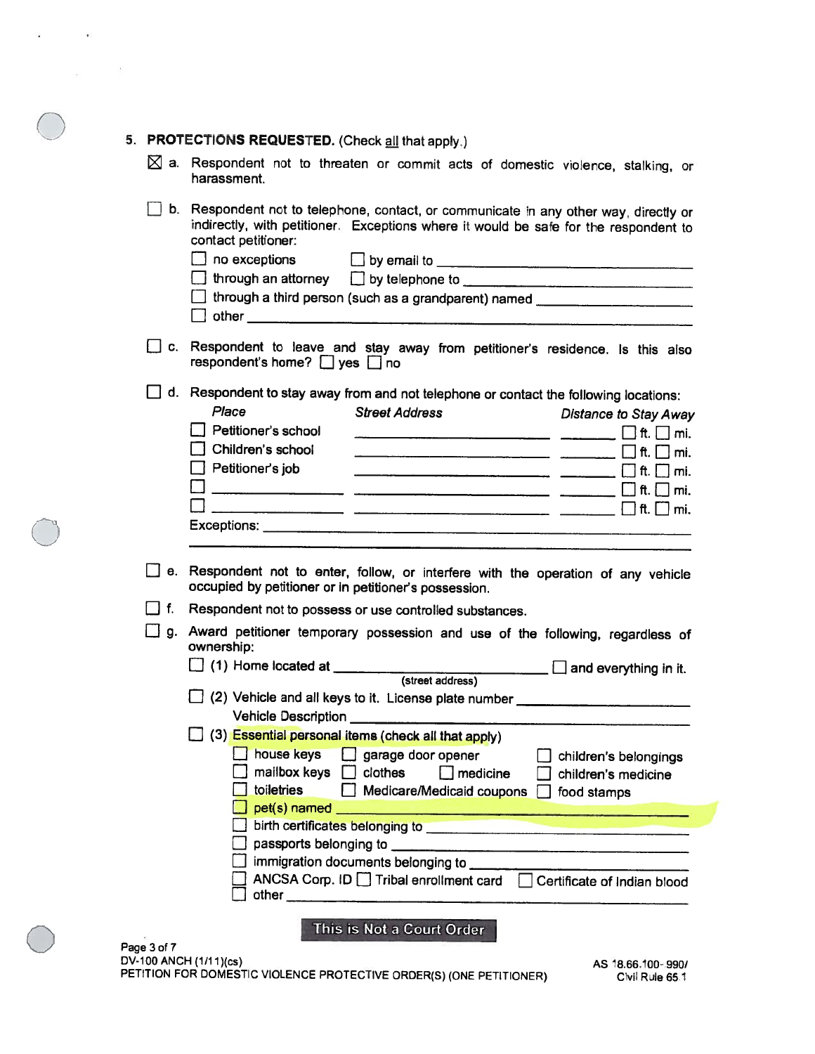5. **PROTECTIONS REQUESTED.** (Check all that apply.)

☒ a. Respondent not to threaten or commit acts of domestic violence, stalking, or harassment.

☐ b. Respondent not to telephone, contact, or communicate in any other way, directly or indirectly, with petitioner. Exceptions where it would be safe for the respondent to contact petitioner:

- ☐ no exceptions ☐ by email to ______________________
- ☐ through an attorney ☐ by telephone to ______________________
- ☐ through a third person (such as a grandparent) named ______________________
- ☐ other ______________________

☐ c. Respondent to leave and stay away from petitioner's residence. Is this also respondent's home? ☐ yes ☐ no

☐ d. Respondent to stay away from and not telephone or contact the following locations:

| *Place* | *Street Address* | *Distance to Stay Away* |
|---|---|---|
| ☐ Petitioner's school | ______________ | ______ ☐ ft. ☐ mi. |
| ☐ Children's school | ______________ | ______ ☐ ft. ☐ mi. |
| ☐ Petitioner's job | ______________ | ______ ☐ ft. ☐ mi. |
| ☐ ______________ | ______________ | ______ ☐ ft. ☐ mi. |
| ☐ ______________ | ______________ | ______ ☐ ft. ☐ mi. |

Exceptions: ______________________

☐ e. Respondent not to enter, follow, or interfere with the operation of any vehicle occupied by petitioner or in petitioner's possession.

☐ f. Respondent not to possess or use controlled substances.

☐ g. Award petitioner temporary possession and use of the following, regardless of ownership:

☐ (1) Home located at ______________________ (street address) ☐ and everything in it.

☐ (2) Vehicle and all keys to it. License plate number ______________________
Vehicle Description ______________________

☐ (3) Essential personal items (check all that apply)

- ☐ house keys ☐ garage door opener ☐ children's belongings
- ☐ mailbox keys ☐ clothes ☐ medicine ☐ children's medicine
- ☐ toiletries ☐ Medicare/Medicaid coupons ☐ food stamps
- ☐ pet(s) named ______________________
- ☐ birth certificates belonging to ______________________
- ☐ passports belonging to ______________________
- ☐ immigration documents belonging to ______________________
- ☐ ANCSA Corp. ID ☐ Tribal enrollment card ☐ Certificate of Indian blood
- ☐ other ______________________

**This is Not a Court Order**

DV-100 ANCH (1/11)(cs)
PETITION FOR DOMESTIC VIOLENCE PROTECTIVE ORDER(S) (ONE PETITIONER)

AS 18.66.100-990/
Civil Rule 65.1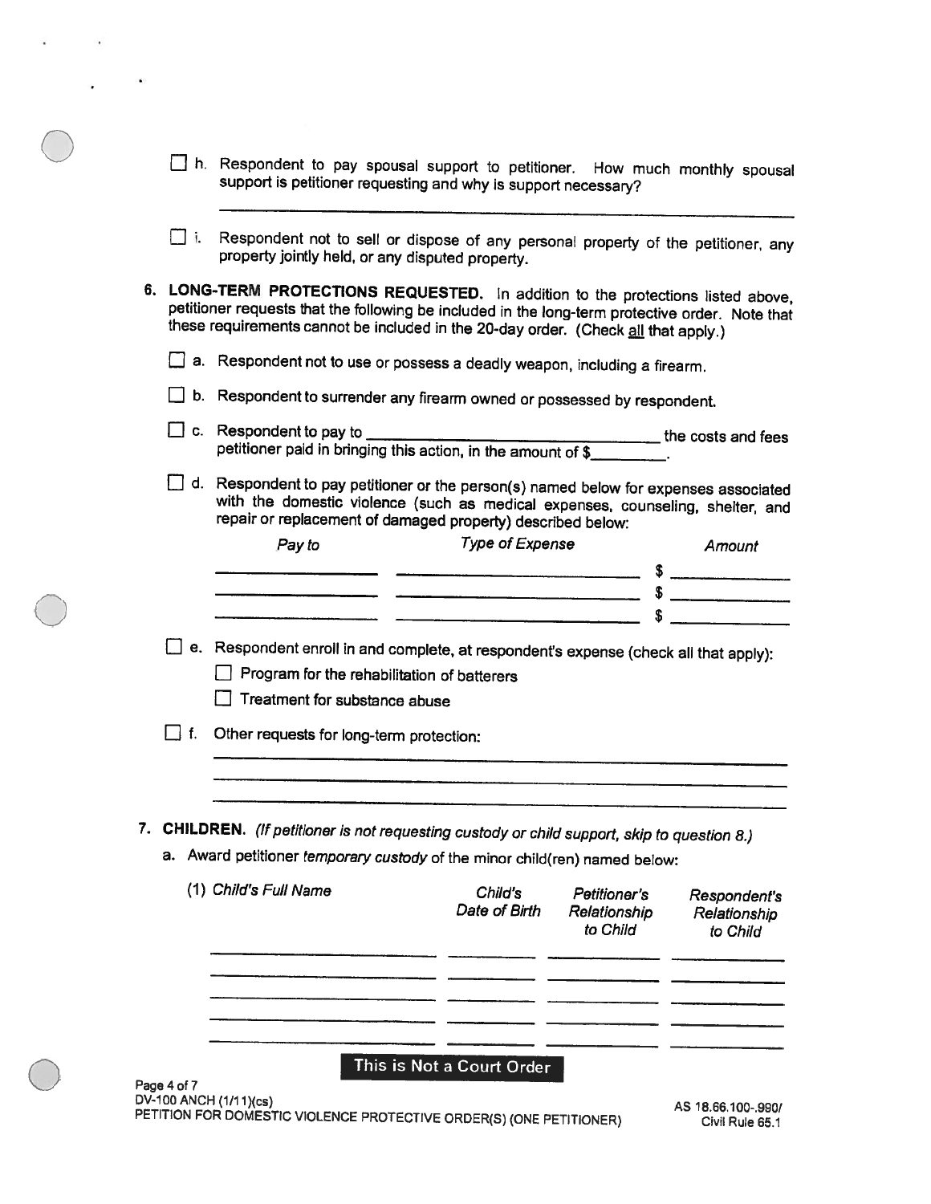☐ h. Respondent to pay spousal support to petitioner. How much monthly spousal support is petitioner requesting and why is support necessary?

_______________________________________________

☐ i. Respondent not to sell or dispose of any personal property of the petitioner, any property jointly held, or any disputed property.

**6. LONG-TERM PROTECTIONS REQUESTED.** In addition to the protections listed above, petitioner requests that the following be included in the long-term protective order. Note that these requirements cannot be included in the 20-day order. (Check all that apply.)

☐ a. Respondent not to use or possess a deadly weapon, including a firearm.

☐ b. Respondent to surrender any firearm owned or possessed by respondent.

☐ c. Respondent to pay to ______________________ the costs and fees petitioner paid in bringing this action, in the amount of $________.

☐ d. Respondent to pay petitioner or the person(s) named below for expenses associated with the domestic violence (such as medical expenses, counseling, shelter, and repair or replacement of damaged property) described below:

| *Pay to* | *Type of Expense* | *Amount* |
|---|---|---|
| | | $ |
| | | $ |
| | | $ |

☐ e. Respondent enroll in and complete, at respondent's expense (check all that apply):

☐ Program for the rehabilitation of batterers

☐ Treatment for substance abuse

☐ f. Other requests for long-term protection:

_______________________________________________

_______________________________________________

_______________________________________________

**7. CHILDREN.** *(If petitioner is not requesting custody or child support, skip to question 8.)*

a. Award petitioner *temporary custody* of the minor child(ren) named below:

| (1) *Child's Full Name* | *Child's Date of Birth* | *Petitioner's Relationship to Child* | *Respondent's Relationship to Child* |
|---|---|---|---|
| | | | |
| | | | |
| | | | |
| | | | |
| | | | |

**This is Not a Court Order**

DV-100 ANCH (1/11)(cs)
PETITION FOR DOMESTIC VIOLENCE PROTECTIVE ORDER(S) (ONE PETITIONER)

AS 18.66.100-.990/
Civil Rule 65.1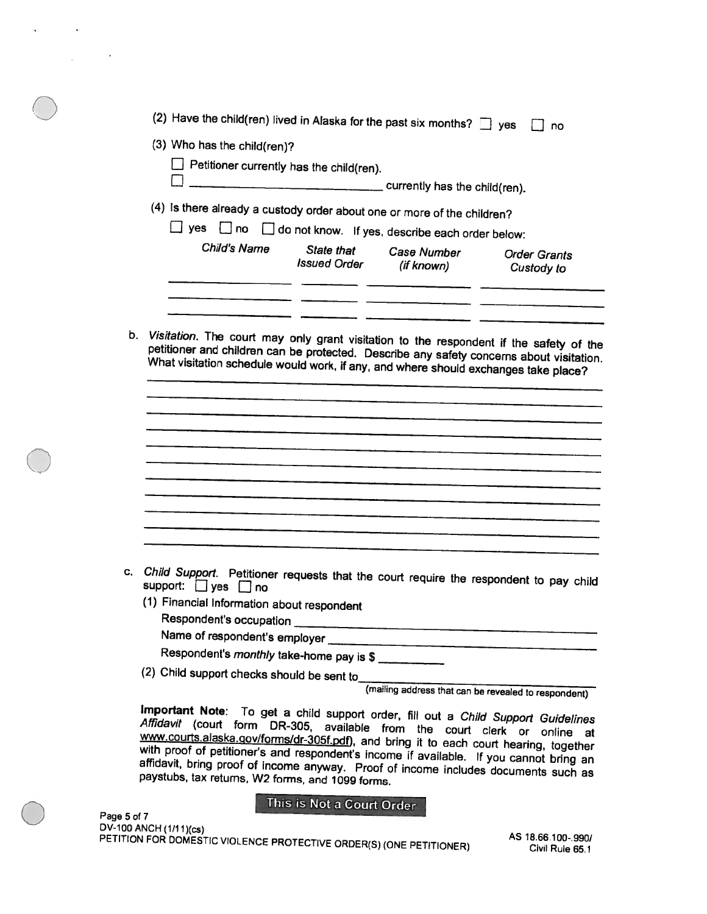(2) Have the child(ren) lived in Alaska for the past six months? ☐ yes ☐ no

(3) Who has the child(ren)?

☐ Petitioner currently has the child(ren).

☐ ______________________ currently has the child(ren).

(4) Is there already a custody order about one or more of the children?

☐ yes ☐ no ☐ do not know. If yes, describe each order below:

| *Child's Name* | *State that Issued Order* | *Case Number (if known)* | *Order Grants Custody to* |
|---|---|---|---|
| | | | |
| | | | |
| | | | |

b. *Visitation.* The court may only grant visitation to the respondent if the safety of the petitioner and children can be protected. Describe any safety concerns about visitation. What visitation schedule would work, if any, and where should exchanges take place?

_______________________________________________

_______________________________________________

_______________________________________________

_______________________________________________

_______________________________________________

_______________________________________________

_______________________________________________

_______________________________________________

_______________________________________________

_______________________________________________

_______________________________________________

c. *Child Support.* Petitioner requests that the court require the respondent to pay child support: ☐ yes ☐ no

(1) Financial Information about respondent

Respondent's occupation ______________________

Name of respondent's employer ______________________

Respondent's *monthly* take-home pay is $ __________

(2) Child support checks should be sent to______________________
(mailing address that can be revealed to respondent)

**Important Note**: To get a child support order, fill out a *Child Support Guidelines Affidavit* (court form DR-305, available from the court clerk or online at www.courts.alaska.gov/forms/dr-305f.pdf), and bring it to each court hearing, together with proof of petitioner's and respondent's income if available. If you cannot bring an affidavit, bring proof of income anyway. Proof of income includes documents such as paystubs, tax returns, W2 forms, and 1099 forms.

This is Not a Court Order

DV-100 ANCH (1/11)(cs)
PETITION FOR DOMESTIC VIOLENCE PROTECTIVE ORDER(S) (ONE PETITIONER)

AS 18.66.100-.990/
Civil Rule 65.1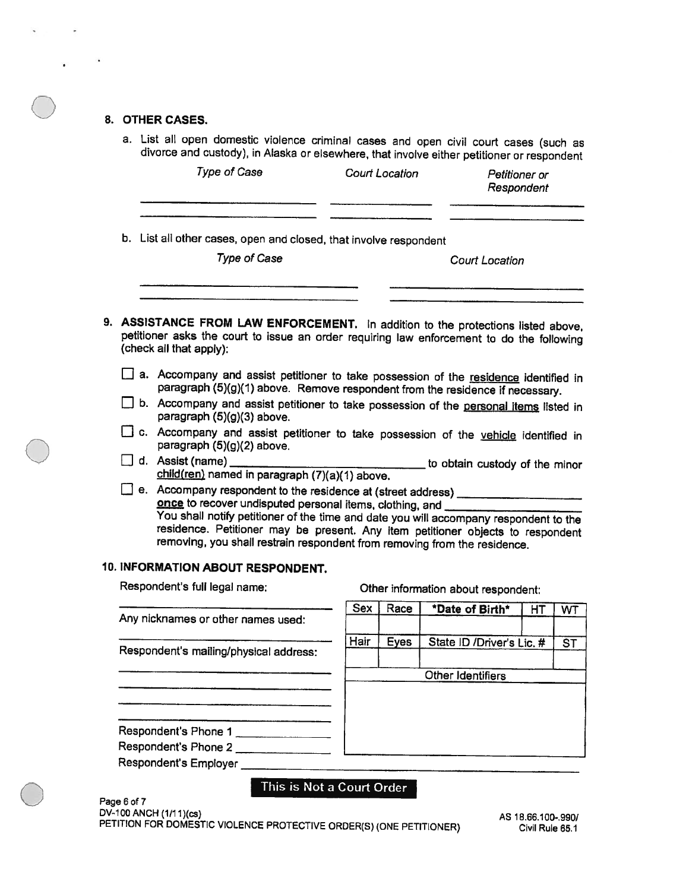## 8. OTHER CASES.

a. List all open domestic violence criminal cases and open civil court cases (such as divorce and custody), in Alaska or elsewhere, that involve either petitioner or respondent

| *Type of Case* | *Court Location* | *Petitioner or Respondent* |
|---|---|---|
| | | |
| | | |

b. List all other cases, open and closed, that involve respondent

| *Type of Case* | *Court Location* |
|---|---|
| | |
| | |

## 9. ASSISTANCE FROM LAW ENFORCEMENT.

In addition to the protections listed above, petitioner asks the court to issue an order requiring law enforcement to do the following (check all that apply):

- ☐ a. Accompany and assist petitioner to take possession of the residence identified in paragraph (5)(g)(1) above. Remove respondent from the residence if necessary.
- ☐ b. Accompany and assist petitioner to take possession of the personal items listed in paragraph (5)(g)(3) above.
- ☐ c. Accompany and assist petitioner to take possession of the vehicle identified in paragraph (5)(g)(2) above.
- ☐ d. Assist (name) ____________________ to obtain custody of the minor child(ren) named in paragraph (7)(a)(1) above.
- ☐ e. Accompany respondent to the residence at (street address) ____________ **once** to recover undisputed personal items, clothing, and ____________
  You shall notify petitioner of the time and date you will accompany respondent to the residence. Petitioner may be present. Any item petitioner objects to respondent removing, you shall restrain respondent from removing from the residence.

## 10. INFORMATION ABOUT RESPONDENT.

Respondent's full legal name:

______________________

Any nicknames or other names used:

______________________

Respondent's mailing/physical address:

______________________

______________________

______________________

______________________

Respondent's Phone 1 ____________

Respondent's Phone 2 ____________

Respondent's Employer ____________

Other information about respondent:

| Sex | Race | *Date of Birth* | HT | WT |
|---|---|---|---|---|
| | | | | |
| **Hair** | **Eyes** | **State ID /Driver's Lic. #** | | **ST** |
| | | | | |
| **Other Identifiers** | | | | |
| | | | | |

**This is Not a Court Order**

DV-100 ANCH (1/11)(cs)
PETITION FOR DOMESTIC VIOLENCE PROTECTIVE ORDER(S) (ONE PETITIONER)

AS 18.66.100-.990/
Civil Rule 65.1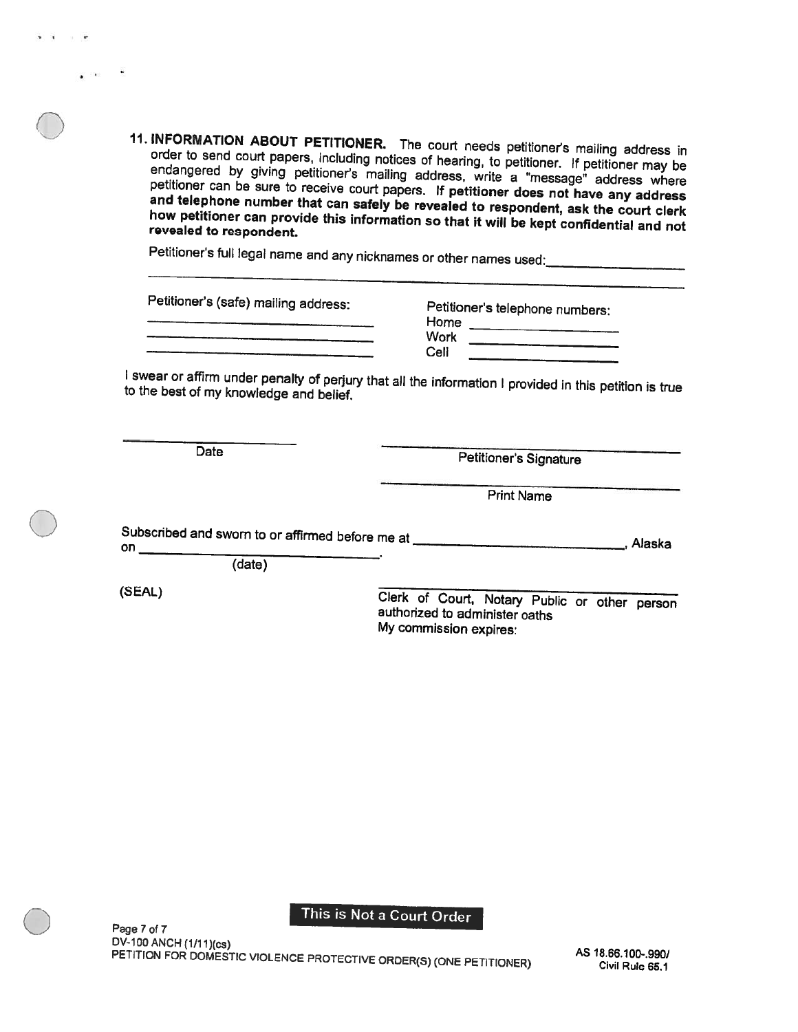**11. INFORMATION ABOUT PETITIONER.** The court needs petitioner's mailing address in order to send court papers, including notices of hearing, to petitioner. If petitioner may be endangered by giving petitioner's mailing address, write a "message" address where petitioner can be sure to receive court papers. **If petitioner does not have any address and telephone number that can safely be revealed to respondent, ask the court clerk how petitioner can provide this information so that it will be kept confidential and not revealed to respondent.**

Petitioner's full legal name and any nicknames or other names used:\_\_\_\_\_\_\_\_\_\_\_\_\_\_\_\_

\_\_\_\_\_\_\_\_\_\_\_\_\_\_\_\_\_\_\_\_\_\_\_\_\_\_\_\_\_\_\_\_\_\_\_\_\_\_\_\_\_\_\_\_\_\_\_\_\_\_\_\_\_\_\_\_\_\_\_\_

Petitioner's (safe) mailing address:

\_\_\_\_\_\_\_\_\_\_\_\_\_\_\_\_\_\_\_\_\_\_\_\_\_\_\_\_

\_\_\_\_\_\_\_\_\_\_\_\_\_\_\_\_\_\_\_\_\_\_\_\_\_\_\_\_

\_\_\_\_\_\_\_\_\_\_\_\_\_\_\_\_\_\_\_\_\_\_\_\_\_\_\_\_

Petitioner's telephone numbers:

Home \_\_\_\_\_\_\_\_\_\_\_\_\_\_\_\_

Work \_\_\_\_\_\_\_\_\_\_\_\_\_\_\_\_

Cell \_\_\_\_\_\_\_\_\_\_\_\_\_\_\_\_

I swear or affirm under penalty of perjury that all the information I provided in this petition is true to the best of my knowledge and belief.

\_\_\_\_\_\_\_\_\_\_\_\_\_\_\_\_\_\_\_\_
Date

\_\_\_\_\_\_\_\_\_\_\_\_\_\_\_\_\_\_\_\_\_\_\_\_\_\_\_\_
Petitioner's Signature

\_\_\_\_\_\_\_\_\_\_\_\_\_\_\_\_\_\_\_\_\_\_\_\_\_\_\_\_
Print Name

Subscribed and sworn to or affirmed before me at \_\_\_\_\_\_\_\_\_\_\_\_\_\_\_\_\_\_\_\_\_\_\_\_, Alaska on \_\_\_\_\_\_\_\_\_\_\_\_\_\_\_\_\_\_\_\_\_\_\_\_.
(date)

(SEAL)

\_\_\_\_\_\_\_\_\_\_\_\_\_\_\_\_\_\_\_\_\_\_\_\_\_\_\_\_
Clerk of Court, Notary Public or other person authorized to administer oaths
My commission expires:

**This is Not a Court Order**

DV-100 ANCH (1/11)(cs)
PETITION FOR DOMESTIC VIOLENCE PROTECTIVE ORDER(S) (ONE PETITIONER)

AS 18.66.100-.990/
Civil Rule 65.1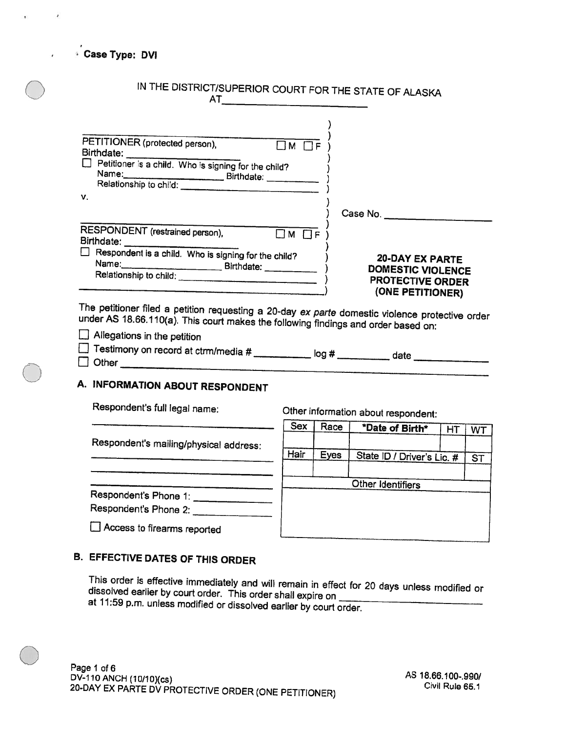Case Type: DVI

IN THE DISTRICT/SUPERIOR COURT FOR THE STATE OF ALASKA
AT\_\_\_\_\_\_\_\_\_\_\_\_\_\_\_\_\_\_\_\_\_\_\_\_\_\_

\_\_\_\_\_\_\_\_\_\_\_\_\_\_\_\_\_\_\_\_\_\_\_\_\_\_\_\_\_\_\_\_\_\_\_\_\_\_\_\_\_\_\_
PETITIONER (protected person), ☐ M ☐ F
Birthdate: \_\_\_\_\_\_\_\_\_\_\_\_\_\_\_\_\_\_\_\_\_\_
☐ Petitioner is a child. Who is signing for the child?
Name:\_\_\_\_\_\_\_\_\_\_\_\_\_\_\_\_\_\_\_\_ Birthdate: \_\_\_\_\_\_\_\_\_\_
Relationship to child: \_\_\_\_\_\_\_\_\_\_\_\_\_\_\_\_\_\_\_\_\_\_\_\_\_\_\_\_\_\_

v.

\_\_\_\_\_\_\_\_\_\_\_\_\_\_\_\_\_\_\_\_\_\_\_\_\_\_\_\_\_\_\_\_\_\_\_\_\_\_\_\_\_\_\_
RESPONDENT (restrained person), ☐ M ☐ F
Birthdate: \_\_\_\_\_\_\_\_\_\_\_\_\_\_\_\_\_\_\_\_\_\_
☐ Respondent is a child. Who is signing for the child?
Name:\_\_\_\_\_\_\_\_\_\_\_\_\_\_\_\_\_\_\_\_ Birthdate: \_\_\_\_\_\_\_\_\_\_
Relationship to child: \_\_\_\_\_\_\_\_\_\_\_\_\_\_\_\_\_\_\_\_\_\_\_\_\_\_\_\_\_\_

Case No. \_\_\_\_\_\_\_\_\_\_\_\_\_\_\_\_\_\_\_\_

**20-DAY EX PARTE DOMESTIC VIOLENCE PROTECTIVE ORDER (ONE PETITIONER)**

The petitioner filed a petition requesting a 20-day *ex parte* domestic violence protective order under AS 18.66.110(a). This court makes the following findings and order based on:

☐ Allegations in the petition
☐ Testimony on record at ctrm/media # \_\_\_\_\_\_\_\_\_\_ log # \_\_\_\_\_\_\_\_\_\_ date \_\_\_\_\_\_\_\_\_\_\_\_\_
☐ Other \_\_\_\_\_\_\_\_\_\_\_\_\_\_\_\_\_\_\_\_\_\_\_\_\_\_\_\_\_\_\_\_\_\_\_\_\_\_\_\_\_\_\_\_\_\_\_\_\_\_\_\_\_\_\_\_\_\_\_\_\_\_\_\_\_\_

## A. INFORMATION ABOUT RESPONDENT

Respondent's full legal name:
\_\_\_\_\_\_\_\_\_\_\_\_\_\_\_\_\_\_\_\_\_\_\_\_\_\_\_\_\_\_\_\_\_\_\_\_\_\_\_\_

Respondent's mailing/physical address:
\_\_\_\_\_\_\_\_\_\_\_\_\_\_\_\_\_\_\_\_\_\_\_\_\_\_\_\_\_\_\_\_\_\_\_\_\_\_\_\_
\_\_\_\_\_\_\_\_\_\_\_\_\_\_\_\_\_\_\_\_\_\_\_\_\_\_\_\_\_\_\_\_\_\_\_\_\_\_\_\_
\_\_\_\_\_\_\_\_\_\_\_\_\_\_\_\_\_\_\_\_\_\_\_\_\_\_\_\_\_\_\_\_\_\_\_\_\_\_\_\_

Respondent's Phone 1: \_\_\_\_\_\_\_\_\_\_\_\_\_\_\_\_
Respondent's Phone 2: \_\_\_\_\_\_\_\_\_\_\_\_\_\_\_\_

☐ Access to firearms reported

Other information about respondent:

| Sex | Race | *Date of Birth* | HT | WT |
|---|---|---|---|---|
| | | | | |
| **Hair** | **Eyes** | **State ID / Driver's Lic. #** | | **ST** |
| | | | | |
| **Other Identifiers** | | | | |
| | | | | |

## B. EFFECTIVE DATES OF THIS ORDER

This order is effective immediately and will remain in effect for 20 days unless modified or dissolved earlier by court order. This order shall expire on \_\_\_\_\_\_\_\_\_\_\_\_\_\_\_\_\_\_\_\_\_\_\_\_\_\_\_\_ at 11:59 p.m. unless modified or dissolved earlier by court order.

DV-110 ANCH (10/10)(cs)
20-DAY EX PARTE DV PROTECTIVE ORDER (ONE PETITIONER)

AS 18.66.100-.990/
Civil Rule 65.1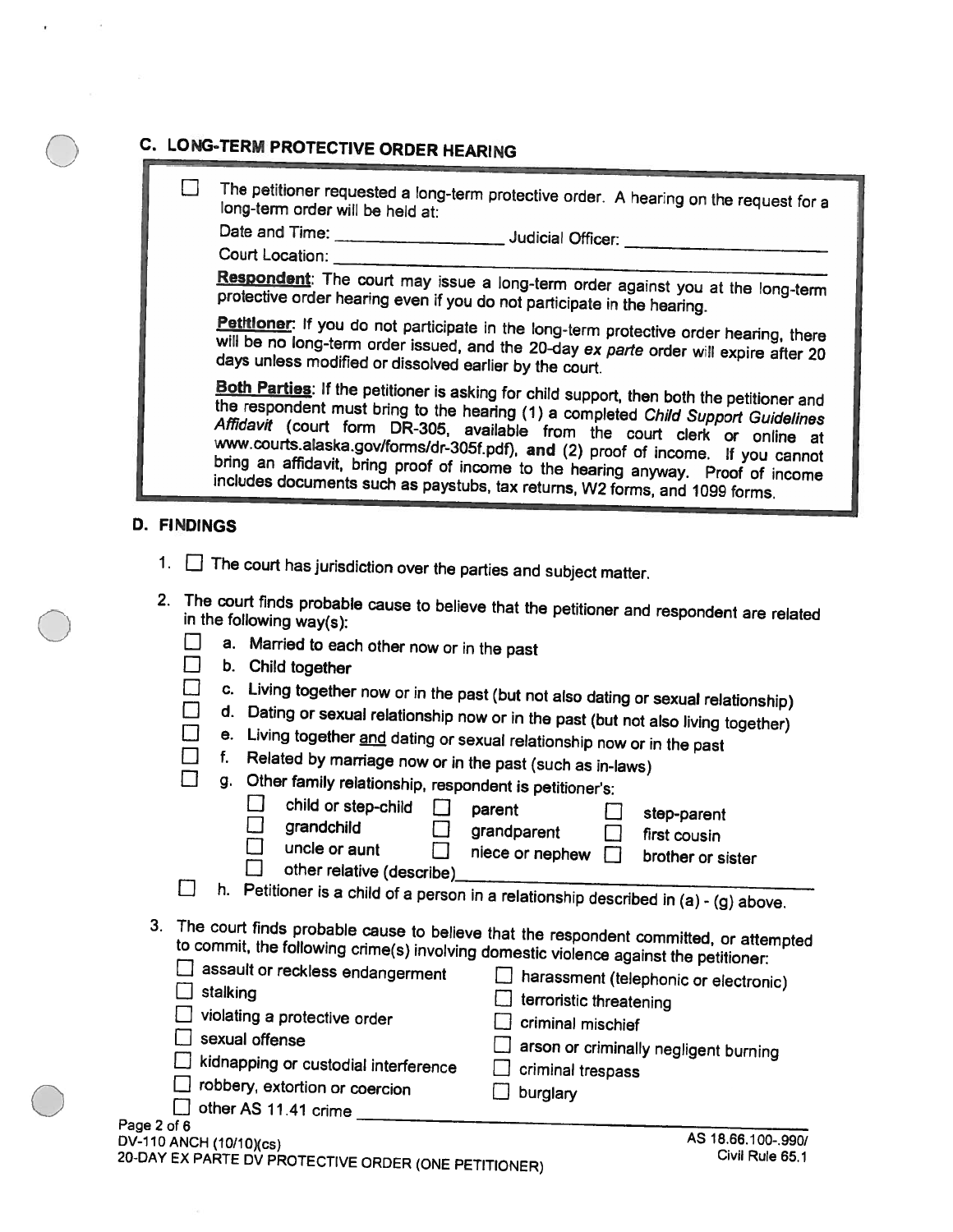## C. LONG-TERM PROTECTIVE ORDER HEARING

☐ The petitioner requested a long-term protective order. A hearing on the request for a long-term order will be held at:

Date and Time: ____________________ Judicial Officer: ____________________

Court Location: ______________________________________________

**Respondent**: The court may issue a long-term order against you at the long-term protective order hearing even if you do not participate in the hearing.

**Petitioner**: If you do not participate in the long-term protective order hearing, there will be no long-term order issued, and the 20-day *ex parte* order will expire after 20 days unless modified or dissolved earlier by the court.

**Both Parties**: If the petitioner is asking for child support, then both the petitioner and the respondent must bring to the hearing (1) a completed *Child Support Guidelines Affidavit* (court form DR-305, available from the court clerk or online at www.courts.alaska.gov/forms/dr-305f.pdf), **and** (2) proof of income. If you cannot bring an affidavit, bring proof of income to the hearing anyway. Proof of income includes documents such as paystubs, tax returns, W2 forms, and 1099 forms.

## D. FINDINGS

1. ☐ The court has jurisdiction over the parties and subject matter.

2. The court finds probable cause to believe that the petitioner and respondent are related in the following way(s):
   - ☐ a. Married to each other now or in the past
   - ☐ b. Child together
   - ☐ c. Living together now or in the past (but not also dating or sexual relationship)
   - ☐ d. Dating or sexual relationship now or in the past (but not also living together)
   - ☐ e. Living together <u>and</u> dating or sexual relationship now or in the past
   - ☐ f. Related by marriage now or in the past (such as in-laws)
   - ☐ g. Other family relationship, respondent is petitioner's:
     - ☐ child or step-child ☐ parent ☐ step-parent
     - ☐ grandchild ☐ grandparent ☐ first cousin
     - ☐ uncle or aunt ☐ niece or nephew ☐ brother or sister
     - ☐ other relative (describe)____________________
   - ☐ h. Petitioner is a child of a person in a relationship described in (a) - (g) above.

3. The court finds probable cause to believe that the respondent committed, or attempted to commit, the following crime(s) involving domestic violence against the petitioner:
   - ☐ assault or reckless endangerment
   - ☐ stalking
   - ☐ violating a protective order
   - ☐ sexual offense
   - ☐ kidnapping or custodial interference
   - ☐ robbery, extortion or coercion
   - ☐ other AS 11.41 crime ____________________
   - ☐ harassment (telephonic or electronic)
   - ☐ terroristic threatening
   - ☐ criminal mischief
   - ☐ arson or criminally negligent burning
   - ☐ criminal trespass
   - ☐ burglary

DV-110 ANCH (10/10)(cs)
20-DAY EX PARTE DV PROTECTIVE ORDER (ONE PETITIONER)

AS 18.66.100-.990/
Civil Rule 65.1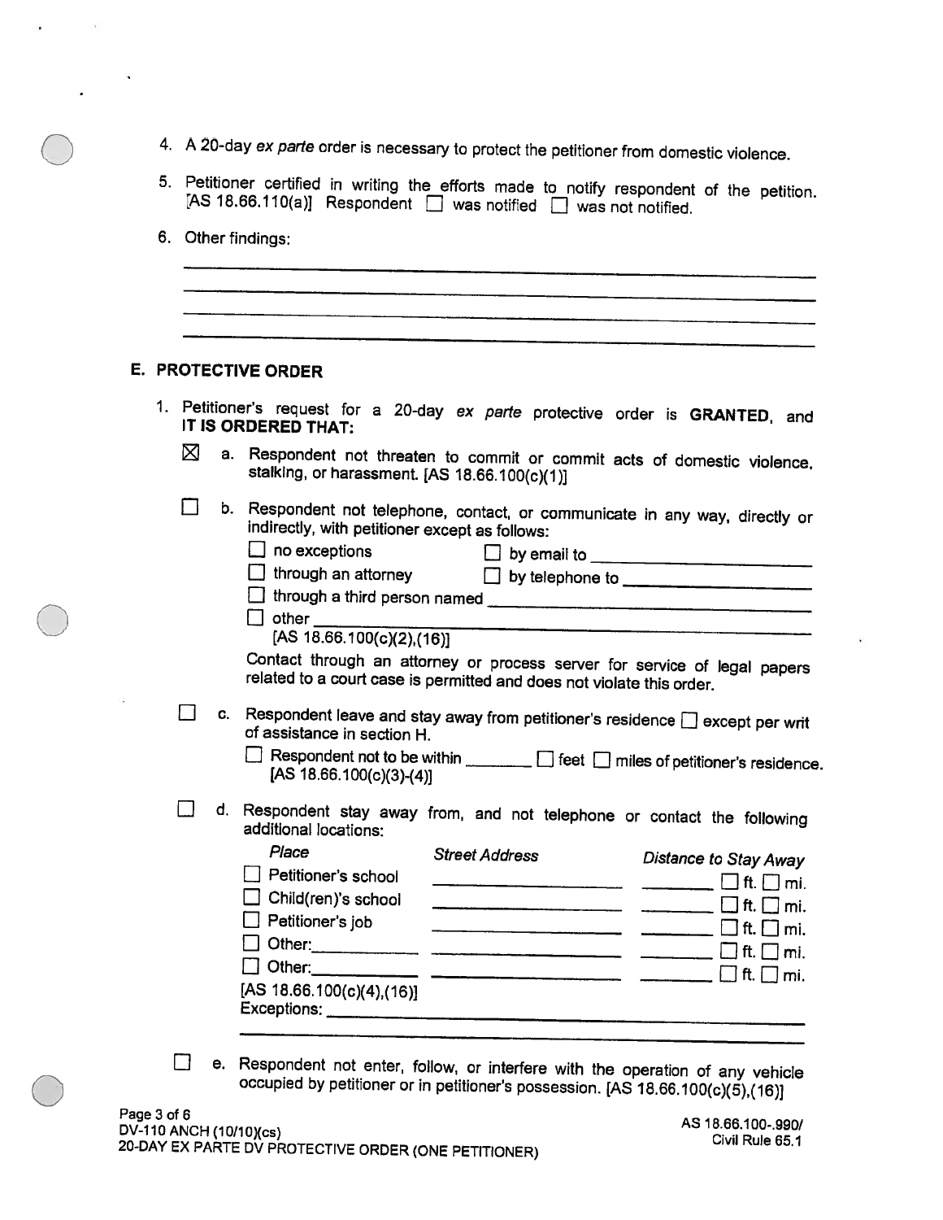4. A 20-day *ex parte* order is necessary to protect the petitioner from domestic violence.

5. Petitioner certified in writing the efforts made to notify respondent of the petition. [AS 18.66.110(a)] Respondent ☐ was notified ☐ was not notified.

6. Other findings:

______________________________________________________________

______________________________________________________________

______________________________________________________________

______________________________________________________________

## E. PROTECTIVE ORDER

1. Petitioner's request for a 20-day *ex parte* protective order is **GRANTED**, and **IT IS ORDERED THAT:**

   ☒ a. Respondent not threaten to commit or commit acts of domestic violence, stalking, or harassment. [AS 18.66.100(c)(1)]

   ☐ b. Respondent not telephone, contact, or communicate in any way, directly or indirectly, with petitioner except as follows:

   ☐ no exceptions ☐ by email to ____________________

   ☐ through an attorney ☐ by telephone to ____________________

   ☐ through a third person named ____________________

   ☐ other ____________________

   [AS 18.66.100(c)(2),(16)]

   Contact through an attorney or process server for service of legal papers related to a court case is permitted and does not violate this order.

   ☐ c. Respondent leave and stay away from petitioner's residence ☐ except per writ of assistance in section H.

   ☐ Respondent not to be within ________ ☐ feet ☐ miles of petitioner's residence. [AS 18.66.100(c)(3)-(4)]

   ☐ d. Respondent stay away from, and not telephone or contact the following additional locations:

| *Place* | *Street Address* | *Distance to Stay Away* |
|---|---|---|
| ☐ Petitioner's school | ____________ | ________ ☐ ft. ☐ mi. |
| ☐ Child(ren)'s school | ____________ | ________ ☐ ft. ☐ mi. |
| ☐ Petitioner's job | ____________ | ________ ☐ ft. ☐ mi. |
| ☐ Other: ________ | ____________ | ________ ☐ ft. ☐ mi. |
| ☐ Other: ________ | ____________ | ________ ☐ ft. ☐ mi. |

   [AS 18.66.100(c)(4),(16)]

   Exceptions: ____________________

   ______________________________________________________________

   ☐ e. Respondent not enter, follow, or interfere with the operation of any vehicle occupied by petitioner or in petitioner's possession. [AS 18.66.100(c)(5),(16)]

DV-110 ANCH (10/10)(cs)
20-DAY EX PARTE DV PROTECTIVE ORDER (ONE PETITIONER)

AS 18.66.100-.990/
Civil Rule 65.1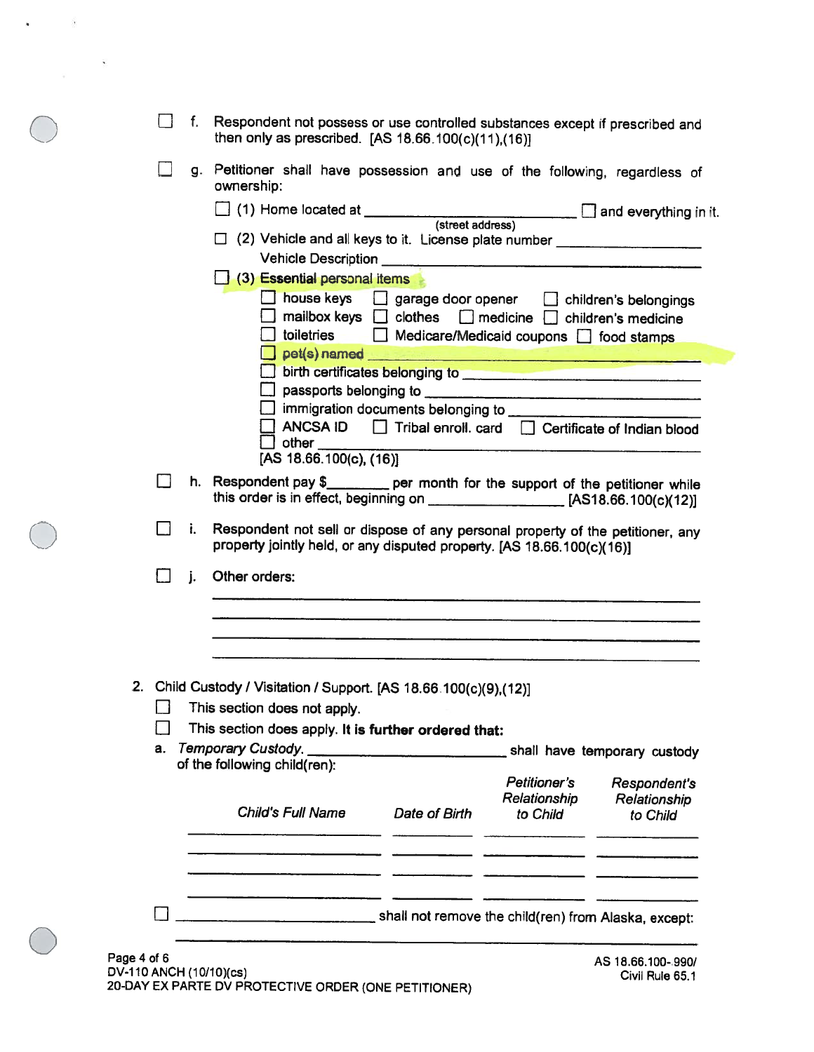☐ f. Respondent not possess or use controlled substances except if prescribed and then only as prescribed. [AS 18.66.100(c)(11),(16)]

☐ g. Petitioner shall have possession and use of the following, regardless of ownership:

☐ (1) Home located at ______________________ (street address) ☐ and everything in it.

☐ (2) Vehicle and all keys to it. License plate number ______________

Vehicle Description ______________________________

☐ (3) Essential personal items

☐ house keys ☐ garage door opener ☐ children's belongings

☐ mailbox keys ☐ clothes ☐ medicine ☐ children's medicine

☐ toiletries ☐ Medicare/Medicaid coupons ☐ food stamps

☐ pet(s) named ______________________________

☐ birth certificates belonging to ______________________________

☐ passports belonging to ______________________________

☐ immigration documents belonging to ______________________________

☐ ANCSA ID ☐ Tribal enroll. card ☐ Certificate of Indian blood

☐ other ______________________________

[AS 18.66.100(c), (16)]

☐ h. Respondent pay $________ per month for the support of the petitioner while this order is in effect, beginning on ______________ [AS18.66.100(c)(12)]

☐ i. Respondent not sell or dispose of any personal property of the petitioner, any property jointly held, or any disputed property. [AS 18.66.100(c)(16)]

☐ j. Other orders:

______________________________

______________________________

______________________________

______________________________

2. Child Custody / Visitation / Support. [AS 18.66.100(c)(9),(12)]

☐ This section does not apply.

☐ This section does apply. **It is further ordered that:**

a. *Temporary Custody.* ______________________ shall have temporary custody of the following child(ren):

| *Child's Full Name* | *Date of Birth* | *Petitioner's Relationship to Child* | *Respondent's Relationship to Child* |
|---|---|---|---|
| | | | |
| | | | |
| | | | |
| | | | |

☐ ______________________ shall not remove the child(ren) from Alaska, except:

______________________________

DV-110 ANCH (10/10)(cs)
20-DAY EX PARTE DV PROTECTIVE ORDER (ONE PETITIONER)

AS 18.66.100-.990/
Civil Rule 65.1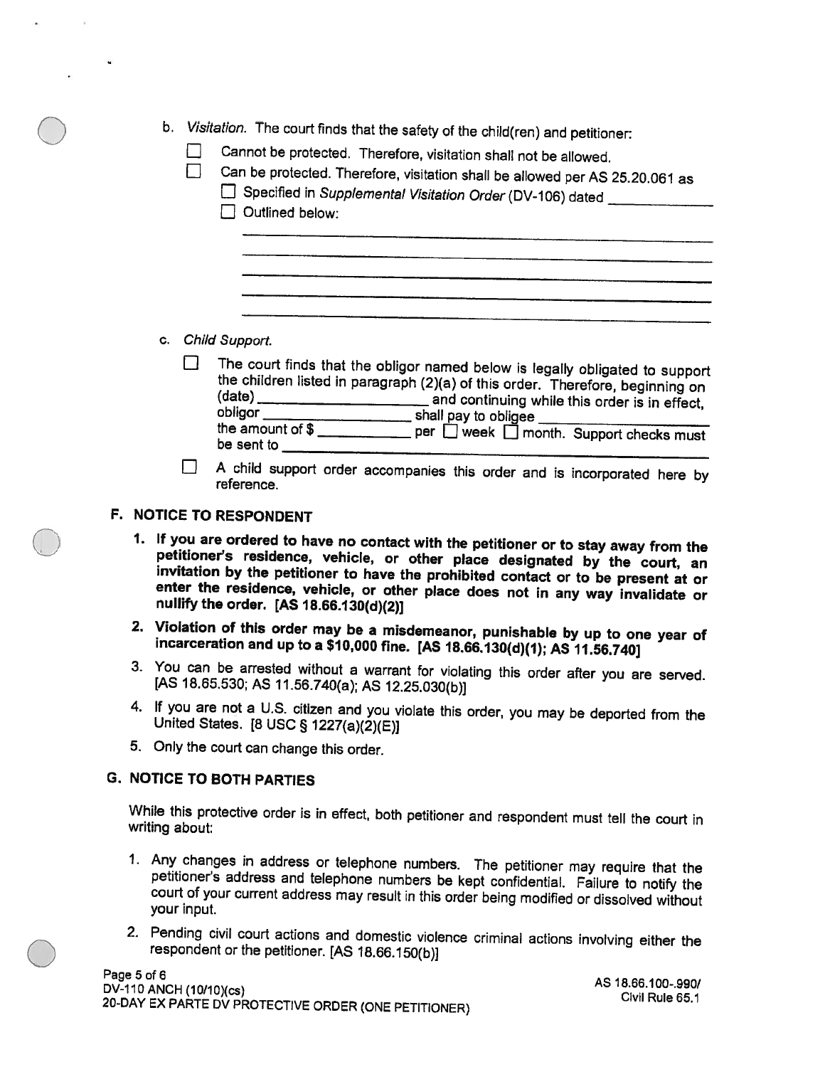b. *Visitation.* The court finds that the safety of the child(ren) and petitioner:

☐ Cannot be protected. Therefore, visitation shall not be allowed.

☐ Can be protected. Therefore, visitation shall be allowed per AS 25.20.061 as

☐ Specified in *Supplemental Visitation Order* (DV-106) dated ___________

☐ Outlined below:

_______________________________________________

_______________________________________________

_______________________________________________

_______________________________________________

_______________________________________________

c. *Child Support.*

☐ The court finds that the obligor named below is legally obligated to support the children listed in paragraph (2)(a) of this order. Therefore, beginning on (date) ___________________ and continuing while this order is in effect, obligor ___________________ shall pay to obligee ___________________ the amount of $ ___________ per ☐ week ☐ month. Support checks must be sent to ___________________________________

☐ A child support order accompanies this order and is incorporated here by reference.

## F. NOTICE TO RESPONDENT

1. **If you are ordered to have no contact with the petitioner or to stay away from the petitioner's residence, vehicle, or other place designated by the court, an invitation by the petitioner to have the prohibited contact or to be present at or enter the residence, vehicle, or other place does not in any way invalidate or nullify the order. [AS 18.66.130(d)(2)]**

2. **Violation of this order may be a misdemeanor, punishable by up to one year of incarceration and up to a $10,000 fine. [AS 18.66.130(d)(1); AS 11.56.740]**

3. You can be arrested without a warrant for violating this order after you are served. [AS 18.65.530; AS 11.56.740(a); AS 12.25.030(b)]

4. If you are not a U.S. citizen and you violate this order, you may be deported from the United States. [8 USC § 1227(a)(2)(E)]

5. Only the court can change this order.

## G. NOTICE TO BOTH PARTIES

While this protective order is in effect, both petitioner and respondent must tell the court in writing about:

1. Any changes in address or telephone numbers. The petitioner may require that the petitioner's address and telephone numbers be kept confidential. Failure to notify the court of your current address may result in this order being modified or dissolved without your input.

2. Pending civil court actions and domestic violence criminal actions involving either the respondent or the petitioner. [AS 18.66.150(b)]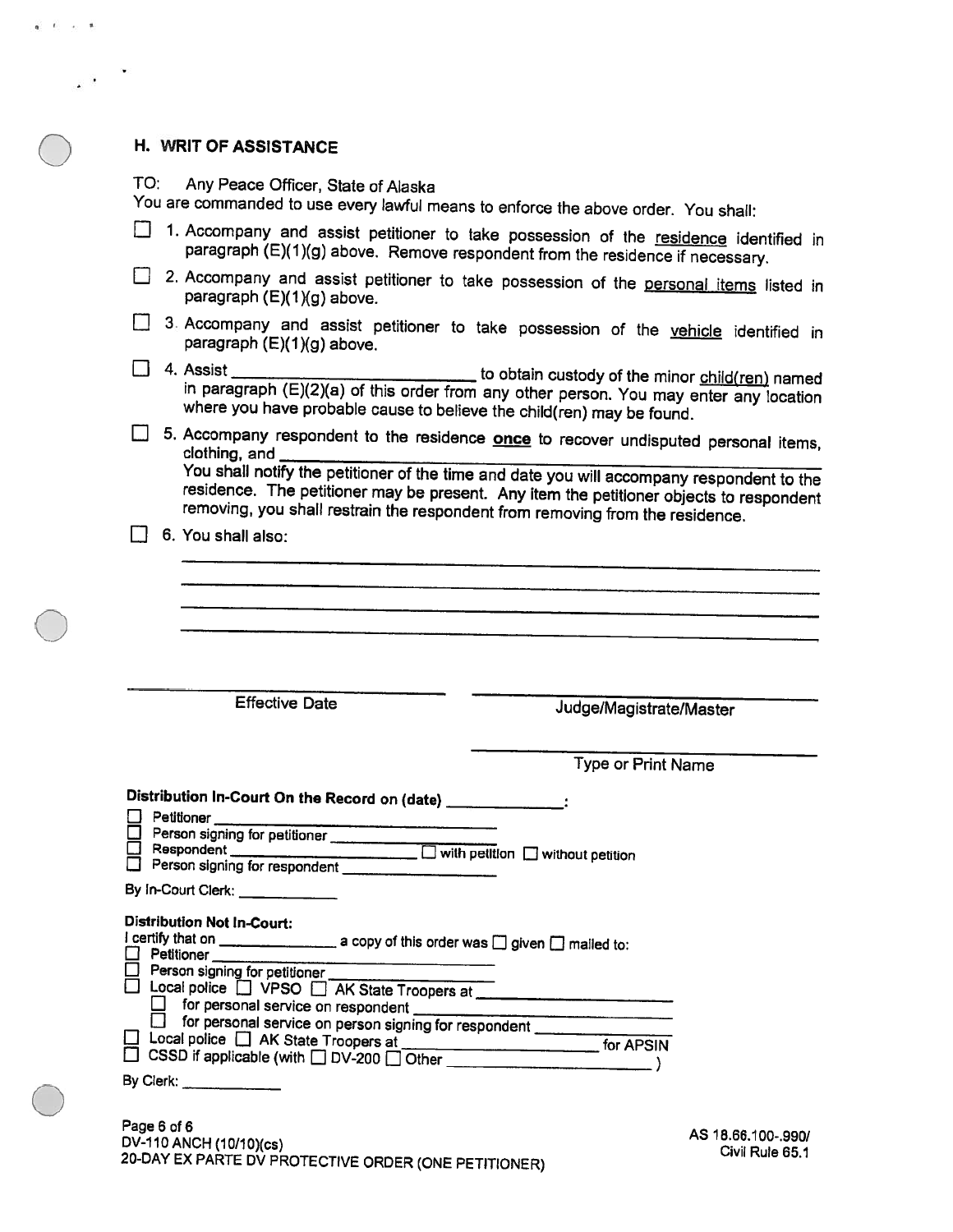## H. WRIT OF ASSISTANCE

TO: Any Peace Officer, State of Alaska

You are commanded to use every lawful means to enforce the above order. You shall:

- ☐ 1. Accompany and assist petitioner to take possession of the <u>residence</u> identified in paragraph (E)(1)(g) above. Remove respondent from the residence if necessary.
- ☐ 2. Accompany and assist petitioner to take possession of the <u>personal items</u> listed in paragraph (E)(1)(g) above.
- ☐ 3. Accompany and assist petitioner to take possession of the <u>vehicle</u> identified in paragraph (E)(1)(g) above.
- ☐ 4. Assist \_\_\_\_\_\_\_\_\_\_\_\_\_\_\_\_\_\_\_\_ to obtain custody of the minor <u>child(ren)</u> named in paragraph (E)(2)(a) of this order from any other person. You may enter any location where you have probable cause to believe the child(ren) may be found.
- ☐ 5. Accompany respondent to the residence **<u>once</u>** to recover undisputed personal items, clothing, and \_\_\_\_\_\_\_\_\_\_\_\_\_\_\_\_\_\_\_\_\_\_\_\_\_\_\_\_\_\_\_\_\_\_\_\_\_\_\_\_\_\_\_\_
  You shall notify the petitioner of the time and date you will accompany respondent to the residence. The petitioner may be present. Any item the petitioner objects to respondent removing, you shall restrain the respondent from removing from the residence.
- ☐ 6. You shall also:
  \_\_\_\_\_\_\_\_\_\_\_\_\_\_\_\_\_\_\_\_\_\_\_\_\_\_\_\_\_\_\_\_\_\_\_\_\_\_\_\_\_\_\_\_\_\_\_\_\_\_\_\_\_\_\_\_
  \_\_\_\_\_\_\_\_\_\_\_\_\_\_\_\_\_\_\_\_\_\_\_\_\_\_\_\_\_\_\_\_\_\_\_\_\_\_\_\_\_\_\_\_\_\_\_\_\_\_\_\_\_\_\_\_
  \_\_\_\_\_\_\_\_\_\_\_\_\_\_\_\_\_\_\_\_\_\_\_\_\_\_\_\_\_\_\_\_\_\_\_\_\_\_\_\_\_\_\_\_\_\_\_\_\_\_\_\_\_\_\_\_
  \_\_\_\_\_\_\_\_\_\_\_\_\_\_\_\_\_\_\_\_\_\_\_\_\_\_\_\_\_\_\_\_\_\_\_\_\_\_\_\_\_\_\_\_\_\_\_\_\_\_\_\_\_\_\_\_

\_\_\_\_\_\_\_\_\_\_\_\_\_\_\_\_\_\_\_\_\_\_\_\_ &nbsp;&nbsp;&nbsp;&nbsp; \_\_\_\_\_\_\_\_\_\_\_\_\_\_\_\_\_\_\_\_\_\_\_\_\_\_\_\_
Effective Date &nbsp;&nbsp;&nbsp;&nbsp; Judge/Magistrate/Master

\_\_\_\_\_\_\_\_\_\_\_\_\_\_\_\_\_\_\_\_\_\_\_\_\_\_\_\_
Type or Print Name

**Distribution In-Court On the Record on (date) \_\_\_\_\_\_\_\_\_\_\_\_:**

- ☐ Petitioner \_\_\_\_\_\_\_\_\_\_\_\_\_\_\_\_\_\_\_\_\_\_\_\_
- ☐ Person signing for petitioner \_\_\_\_\_\_\_\_\_\_\_\_\_\_\_\_
- ☐ Respondent \_\_\_\_\_\_\_\_\_\_\_\_\_\_\_\_\_\_\_\_ ☐ with petition ☐ without petition
- ☐ Person signing for respondent \_\_\_\_\_\_\_\_\_\_\_\_\_\_\_\_

By In-Court Clerk: \_\_\_\_\_\_\_\_\_\_

**Distribution Not In-Court:**

I certify that on \_\_\_\_\_\_\_\_\_\_\_\_ a copy of this order was ☐ given ☐ mailed to:

- ☐ Petitioner \_\_\_\_\_\_\_\_\_\_\_\_\_\_\_\_\_\_\_\_\_\_\_\_
- ☐ Person signing for petitioner \_\_\_\_\_\_\_\_\_\_\_\_\_\_\_\_
- ☐ Local police ☐ VPSO ☐ AK State Troopers at \_\_\_\_\_\_\_\_\_\_\_\_\_\_\_\_\_\_\_\_
  - ☐ for personal service on respondent \_\_\_\_\_\_\_\_\_\_\_\_\_\_\_\_\_\_\_\_
  - ☐ for personal service on person signing for respondent \_\_\_\_\_\_\_\_\_\_\_\_
- ☐ Local police ☐ AK State Troopers at \_\_\_\_\_\_\_\_\_\_\_\_\_\_\_\_\_\_\_\_ for APSIN
- ☐ CSSD if applicable (with ☐ DV-200 ☐ Other \_\_\_\_\_\_\_\_\_\_\_\_\_\_\_\_\_\_\_\_ )

By Clerk: \_\_\_\_\_\_\_\_\_\_

DV-110 ANCH (10/10)(cs)
20-DAY EX PARTE DV PROTECTIVE ORDER (ONE PETITIONER)

AS 18.66.100-.990/
Civil Rule 65.1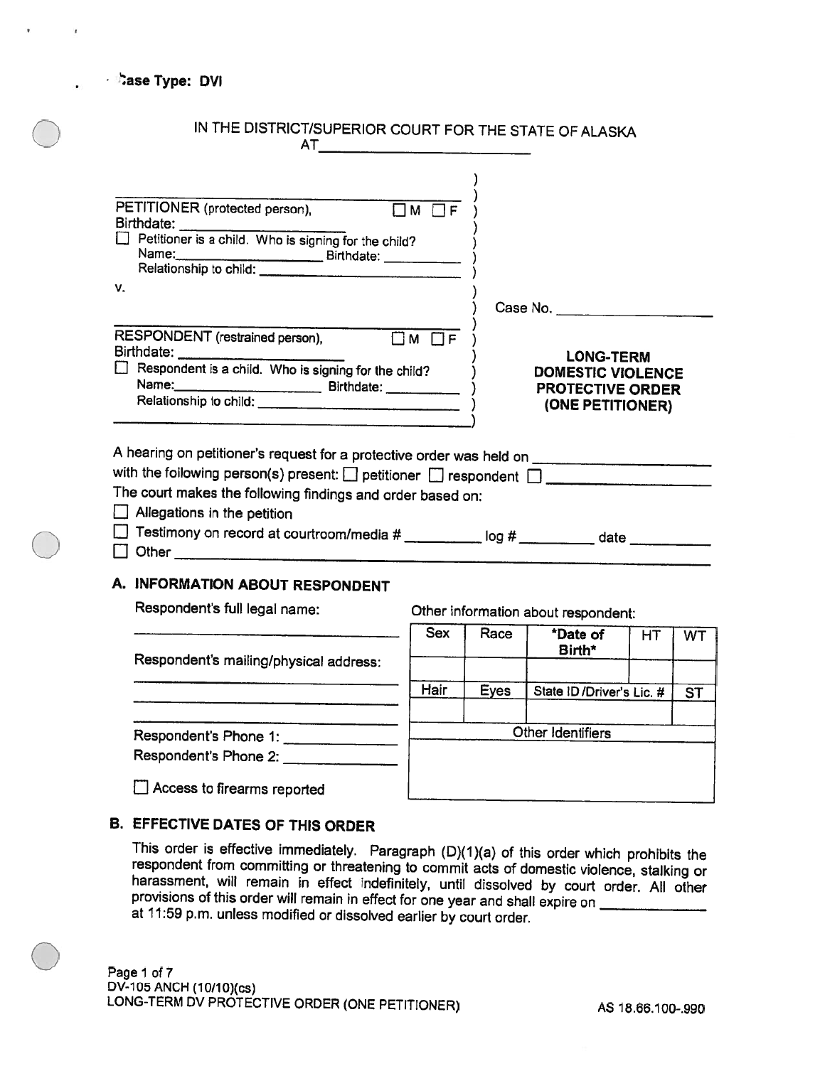Case Type: DVI

IN THE DISTRICT/SUPERIOR COURT FOR THE STATE OF ALASKA
AT ______________________

| | |
|---|---|
| ______________________________<br>PETITIONER (protected person), ☐ M ☐ F<br>Birthdate: ______________<br>☐ Petitioner is a child. Who is signing for the child?<br>Name: ______________ Birthdate: __________<br>Relationship to child: ______________________<br><br>v.<br><br>______________________________<br>RESPONDENT (restrained person), ☐ M ☐ F<br>Birthdate: ______________<br>☐ Respondent is a child. Who is signing for the child?<br>Name: ______________ Birthdate: __________<br>Relationship to child: ______________________ | Case No. ______________<br><br>**LONG-TERM DOMESTIC VIOLENCE PROTECTIVE ORDER (ONE PETITIONER)** |

A hearing on petitioner's request for a protective order was held on ______________
with the following person(s) present: ☐ petitioner ☐ respondent ☐ ______________
The court makes the following findings and order based on:

☐ Allegations in the petition
☐ Testimony on record at courtroom/media # ________ log # ________ date ________
☐ Other ______________________________________________

## A. INFORMATION ABOUT RESPONDENT

Respondent's full legal name:

______________________________

Respondent's mailing/physical address:

______________________________

______________________________

______________________________

Respondent's Phone 1: ______________

Respondent's Phone 2: ______________

☐ Access to firearms reported

Other information about respondent:

| Sex | Race | *Date of Birth* | HT | WT |
|---|---|---|---|---|
| | | | | |
| **Hair** | **Eyes** | **State ID /Driver's Lic. #** | | **ST** |
| | | | | |
| **Other Identifiers** | | | | |
| | | | | |

## B. EFFECTIVE DATES OF THIS ORDER

This order is effective immediately. Paragraph (D)(1)(a) of this order which prohibits the respondent from committing or threatening to commit acts of domestic violence, stalking or harassment, will remain in effect indefinitely, until dissolved by court order. All other provisions of this order will remain in effect for one year and shall expire on ______________ at 11:59 p.m. unless modified or dissolved earlier by court order.

DV-105 ANCH (10/10)(cs)
LONG-TERM DV PROTECTIVE ORDER (ONE PETITIONER) AS 18.66.100-.990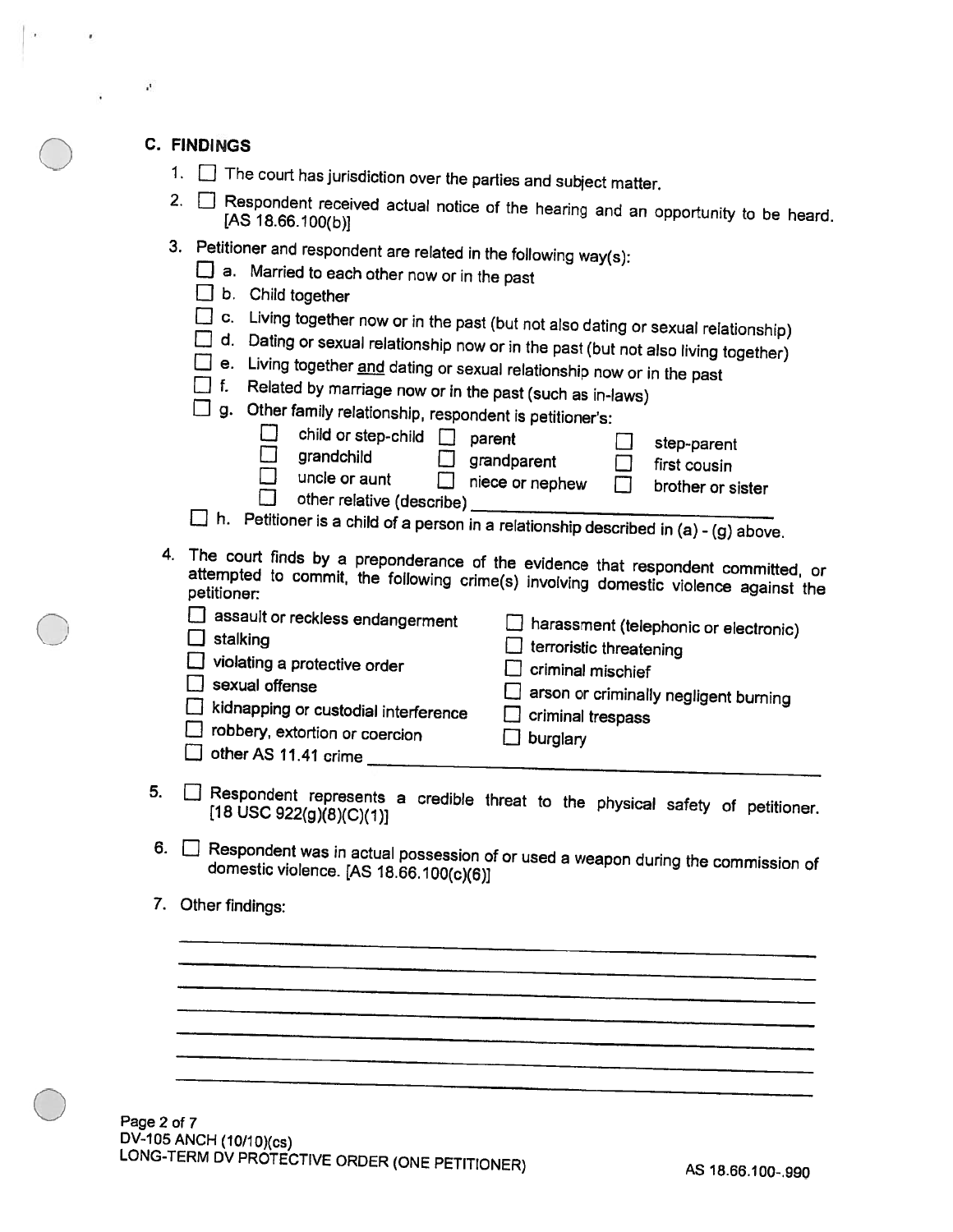## C. FINDINGS

1. ☐ The court has jurisdiction over the parties and subject matter.
2. ☐ Respondent received actual notice of the hearing and an opportunity to be heard. [AS 18.66.100(b)]
3. Petitioner and respondent are related in the following way(s):
   - ☐ a. Married to each other now or in the past
   - ☐ b. Child together
   - ☐ c. Living together now or in the past (but not also dating or sexual relationship)
   - ☐ d. Dating or sexual relationship now or in the past (but not also living together)
   - ☐ e. Living together <u>and</u> dating or sexual relationship now or in the past
   - ☐ f. Related by marriage now or in the past (such as in-laws)
   - ☐ g. Other family relationship, respondent is petitioner's:
     - ☐ child or step-child ☐ parent ☐ step-parent
     - ☐ grandchild ☐ grandparent ☐ first cousin
     - ☐ uncle or aunt ☐ niece or nephew ☐ brother or sister
     - ☐ other relative (describe) ______________________
   - ☐ h. Petitioner is a child of a person in a relationship described in (a) - (g) above.
4. The court finds by a preponderance of the evidence that respondent committed, or attempted to commit, the following crime(s) involving domestic violence against the petitioner:
   - ☐ assault or reckless endangerment
   - ☐ stalking
   - ☐ violating a protective order
   - ☐ sexual offense
   - ☐ kidnapping or custodial interference
   - ☐ robbery, extortion or coercion
   - ☐ harassment (telephonic or electronic)
   - ☐ terroristic threatening
   - ☐ criminal mischief
   - ☐ arson or criminally negligent burning
   - ☐ criminal trespass
   - ☐ burglary
   - ☐ other AS 11.41 crime ______________________
5. ☐ Respondent represents a credible threat to the physical safety of petitioner. [18 USC 922(g)(8)(C)(1)]
6. ☐ Respondent was in actual possession of or used a weapon during the commission of domestic violence. [AS 18.66.100(c)(6)]
7. Other findings:

______________________________________________

______________________________________________

______________________________________________

______________________________________________

______________________________________________

______________________________________________

______________________________________________

DV-105 ANCH (10/10)(cs)
LONG-TERM DV PROTECTIVE ORDER (ONE PETITIONER) AS 18.66.100-.990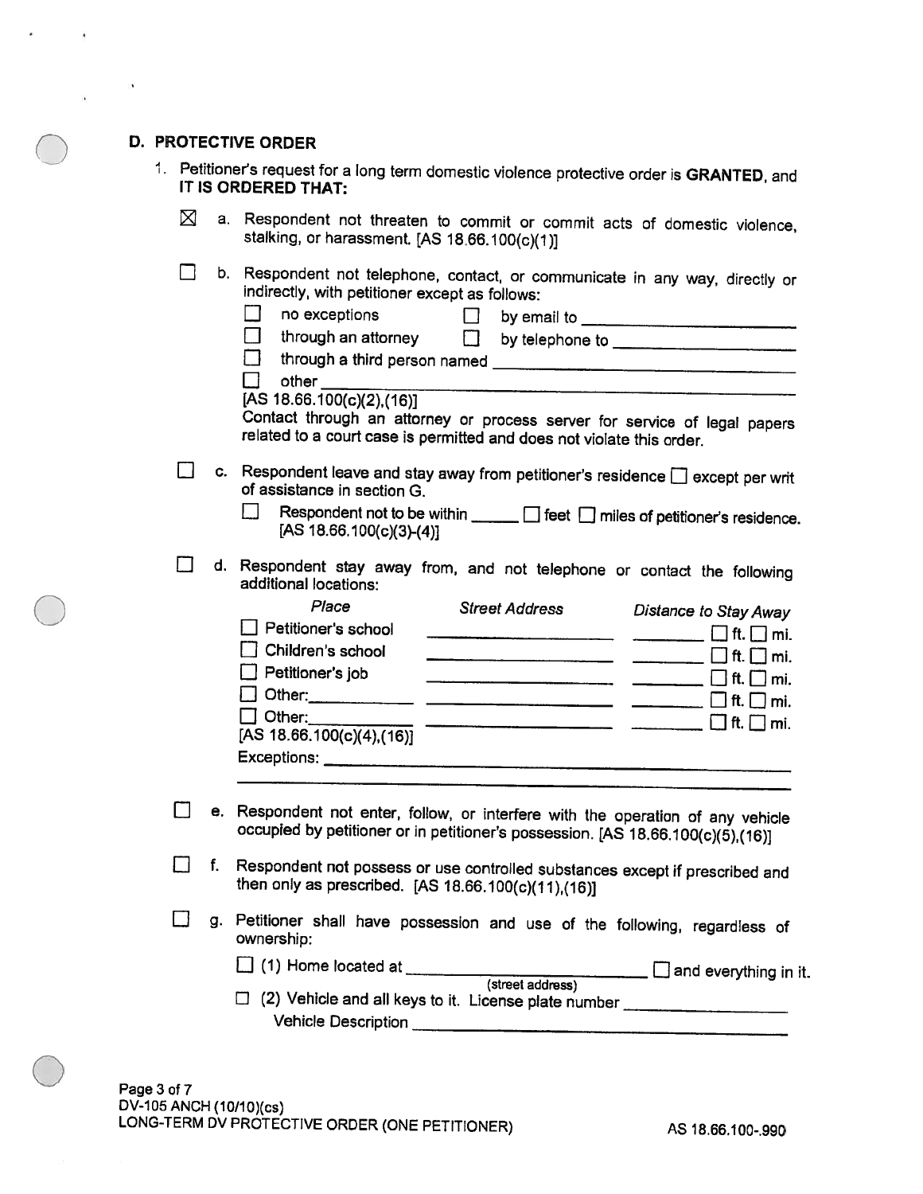## D. PROTECTIVE ORDER

1. Petitioner's request for a long term domestic violence protective order is **GRANTED**, and **IT IS ORDERED THAT:**

☒ a. Respondent not threaten to commit or commit acts of domestic violence, stalking, or harassment. [AS 18.66.100(c)(1)]

☐ b. Respondent not telephone, contact, or communicate in any way, directly or indirectly, with petitioner except as follows:

☐ no exceptions ☐ by email to ____________________

☐ through an attorney ☐ by telephone to ____________________

☐ through a third person named ____________________

☐ other ____________________

[AS 18.66.100(c)(2),(16)]

Contact through an attorney or process server for service of legal papers related to a court case is permitted and does not violate this order.

☐ c. Respondent leave and stay away from petitioner's residence ☐ except per writ of assistance in section G.

☐ Respondent not to be within ______ ☐ feet ☐ miles of petitioner's residence. [AS 18.66.100(c)(3)-(4)]

☐ d. Respondent stay away from, and not telephone or contact the following additional locations:

| *Place* | *Street Address* | *Distance to Stay Away* |
|---|---|---|
| ☐ Petitioner's school | ____________ | ______ ☐ ft. ☐ mi. |
| ☐ Children's school | ____________ | ______ ☐ ft. ☐ mi. |
| ☐ Petitioner's job | ____________ | ______ ☐ ft. ☐ mi. |
| ☐ Other:______ | ____________ | ______ ☐ ft. ☐ mi. |
| ☐ Other:______ | ____________ | ______ ☐ ft. ☐ mi. |

[AS 18.66.100(c)(4),(16)]

Exceptions: ____________________

☐ e. Respondent not enter, follow, or interfere with the operation of any vehicle occupied by petitioner or in petitioner's possession. [AS 18.66.100(c)(5),(16)]

☐ f. Respondent not possess or use controlled substances except if prescribed and then only as prescribed. [AS 18.66.100(c)(11),(16)]

☐ g. Petitioner shall have possession and use of the following, regardless of ownership:

☐ (1) Home located at ____________________ (street address) ☐ and everything in it.

☐ (2) Vehicle and all keys to it. License plate number ____________________

Vehicle Description ____________________

DV-105 ANCH (10/10)(cs)
LONG-TERM DV PROTECTIVE ORDER (ONE PETITIONER) AS 18.66.100-.990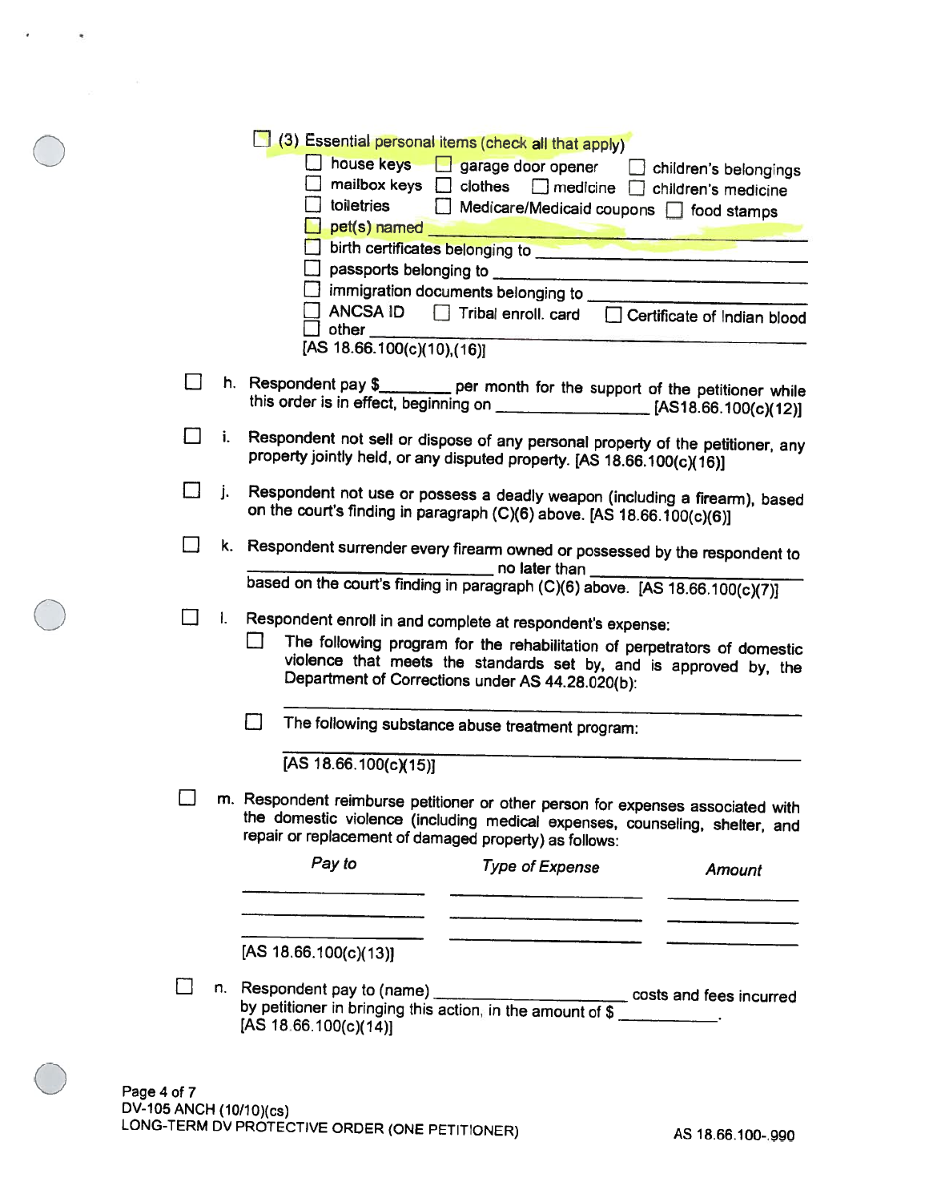☐ (3) Essential personal items (check all that apply)

- ☐ house keys ☐ garage door opener ☐ children's belongings
- ☐ mailbox keys ☐ clothes ☐ medicine ☐ children's medicine
- ☐ toiletries ☐ Medicare/Medicaid coupons ☐ food stamps
- ☐ pet(s) named ______________________________
- ☐ birth certificates belonging to ______________________________
- ☐ passports belonging to ______________________________
- ☐ immigration documents belonging to ______________________________
- ☐ ANCSA ID ☐ Tribal enroll. card ☐ Certificate of Indian blood
- ☐ other ______________________________

[AS 18.66.100(c)(10),(16)]

☐ h. Respondent pay $________ per month for the support of the petitioner while this order is in effect, beginning on ________________ [AS18.66.100(c)(12)]

☐ i. Respondent not sell or dispose of any personal property of the petitioner, any property jointly held, or any disputed property. [AS 18.66.100(c)(16)]

☐ j. Respondent not use or possess a deadly weapon (including a firearm), based on the court's finding in paragraph (C)(6) above. [AS 18.66.100(c)(6)]

☐ k. Respondent surrender every firearm owned or possessed by the respondent to ______________________________ no later than ______________________ based on the court's finding in paragraph (C)(6) above. [AS 18.66.100(c)(7)]

☐ l. Respondent enroll in and complete at respondent's expense:

☐ The following program for the rehabilitation of perpetrators of domestic violence that meets the standards set by, and is approved by, the Department of Corrections under AS 44.28.020(b):

______________________________________________________________

☐ The following substance abuse treatment program:

______________________________________________________________

[AS 18.66.100(c)(15)]

☐ m. Respondent reimburse petitioner or other person for expenses associated with the domestic violence (including medical expenses, counseling, shelter, and repair or replacement of damaged property) as follows:

| *Pay to* | *Type of Expense* | *Amount* |
| --- | --- | --- |
| | | |
| | | |
| | | |

[AS 18.66.100(c)(13)]

☐ n. Respondent pay to (name) ______________________ costs and fees incurred by petitioner in bringing this action, in the amount of $ ___________. [AS 18.66.100(c)(14)]

DV-105 ANCH (10/10)(cs)
LONG-TERM DV PROTECTIVE ORDER (ONE PETITIONER)

AS 18.66.100-.990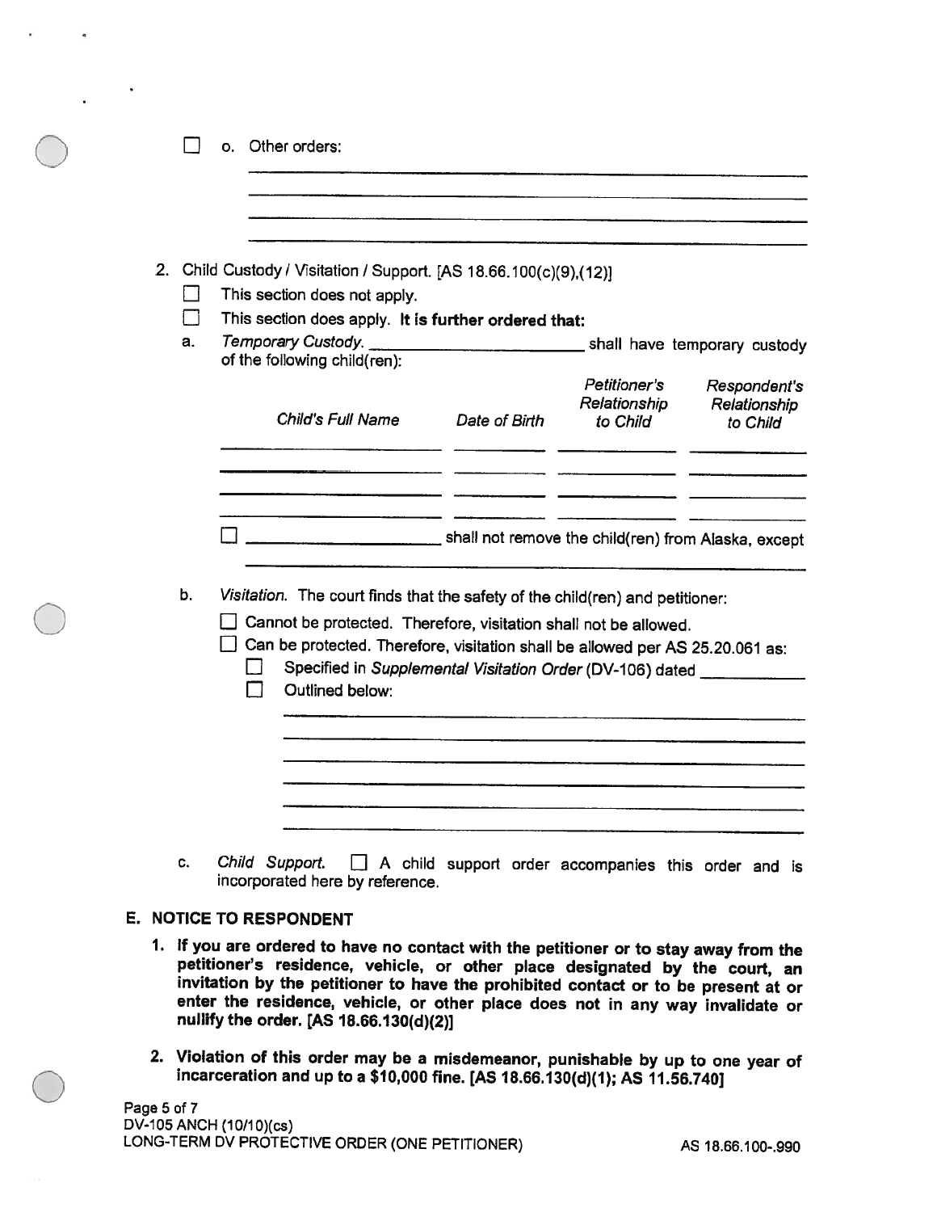☐ o. Other orders: ______________________________________________

______________________________________________

______________________________________________

______________________________________________

2. Child Custody / Visitation / Support. [AS 18.66.100(c)(9),(12)]

☐ This section does not apply.

☐ This section does apply. **It is further ordered that:**

a. *Temporary Custody.* ______________________ shall have temporary custody of the following child(ren):

| *Child's Full Name* | *Date of Birth* | *Petitioner's Relationship to Child* | *Respondent's Relationship to Child* |
|---|---|---|---|
| | | | |
| | | | |
| | | | |
| | | | |

☐ ______________________ shall not remove the child(ren) from Alaska, except ______________________________________________

b. *Visitation.* The court finds that the safety of the child(ren) and petitioner:

☐ Cannot be protected. Therefore, visitation shall not be allowed.

☐ Can be protected. Therefore, visitation shall be allowed per AS 25.20.061 as:

☐ Specified in *Supplemental Visitation Order* (DV-106) dated __________

☐ Outlined below:

______________________________________________

______________________________________________

______________________________________________

______________________________________________

______________________________________________

______________________________________________

c. *Child Support.* ☐ A child support order accompanies this order and is incorporated here by reference.

## E. NOTICE TO RESPONDENT

1. **If you are ordered to have no contact with the petitioner or to stay away from the petitioner's residence, vehicle, or other place designated by the court, an invitation by the petitioner to have the prohibited contact or to be present at or enter the residence, vehicle, or other place does not in any way invalidate or nullify the order. [AS 18.66.130(d)(2)]**

2. **Violation of this order may be a misdemeanor, punishable by up to one year of incarceration and up to a $10,000 fine. [AS 18.66.130(d)(1); AS 11.56.740]**

DV-105 ANCH (10/10)(cs)
LONG-TERM DV PROTECTIVE ORDER (ONE PETITIONER) AS 18.66.100-.990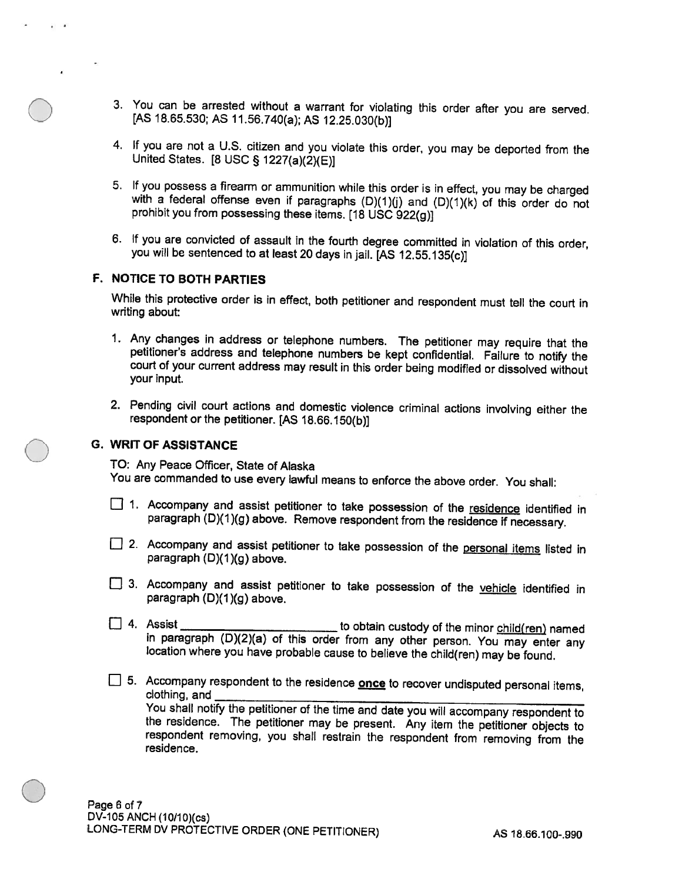3. You can be arrested without a warrant for violating this order after you are served. [AS 18.65.530; AS 11.56.740(a); AS 12.25.030(b)]

4. If you are not a U.S. citizen and you violate this order, you may be deported from the United States. [8 USC § 1227(a)(2)(E)]

5. If you possess a firearm or ammunition while this order is in effect, you may be charged with a federal offense even if paragraphs (D)(1)(j) and (D)(1)(k) of this order do not prohibit you from possessing these items. [18 USC 922(g)]

6. If you are convicted of assault in the fourth degree committed in violation of this order, you will be sentenced to at least 20 days in jail. [AS 12.55.135(c)]

## F. NOTICE TO BOTH PARTIES

While this protective order is in effect, both petitioner and respondent must tell the court in writing about:

1. Any changes in address or telephone numbers. The petitioner may require that the petitioner's address and telephone numbers be kept confidential. Failure to notify the court of your current address may result in this order being modified or dissolved without your input.

2. Pending civil court actions and domestic violence criminal actions involving either the respondent or the petitioner. [AS 18.66.150(b)]

## G. WRIT OF ASSISTANCE

TO: Any Peace Officer, State of Alaska
You are commanded to use every lawful means to enforce the above order. You shall:

☐ 1. Accompany and assist petitioner to take possession of the <u>residence</u> identified in paragraph (D)(1)(g) above. Remove respondent from the residence if necessary.

☐ 2. Accompany and assist petitioner to take possession of the <u>personal items</u> listed in paragraph (D)(1)(g) above.

☐ 3. Accompany and assist petitioner to take possession of the <u>vehicle</u> identified in paragraph (D)(1)(g) above.

☐ 4. Assist \_\_\_\_\_\_\_\_\_\_\_\_\_\_\_\_\_\_\_\_\_\_\_\_ to obtain custody of the minor <u>child(ren)</u> named in paragraph (D)(2)(a) of this order from any other person. You may enter any location where you have probable cause to believe the child(ren) may be found.

☐ 5. Accompany respondent to the residence **<u>once</u>** to recover undisputed personal items, clothing, and \_\_\_\_\_\_\_\_\_\_\_\_\_\_\_\_\_\_\_\_\_\_\_\_\_\_\_\_\_\_\_\_\_\_\_\_\_\_\_\_\_\_\_\_\_\_\_\_\_\_\_\_\_\_
You shall notify the petitioner of the time and date you will accompany respondent to the residence. The petitioner may be present. Any item the petitioner objects to respondent removing, you shall restrain the respondent from removing from the residence.

DV-105 ANCH (10/10)(cs)
LONG-TERM DV PROTECTIVE ORDER (ONE PETITIONER) AS 18.66.100-.990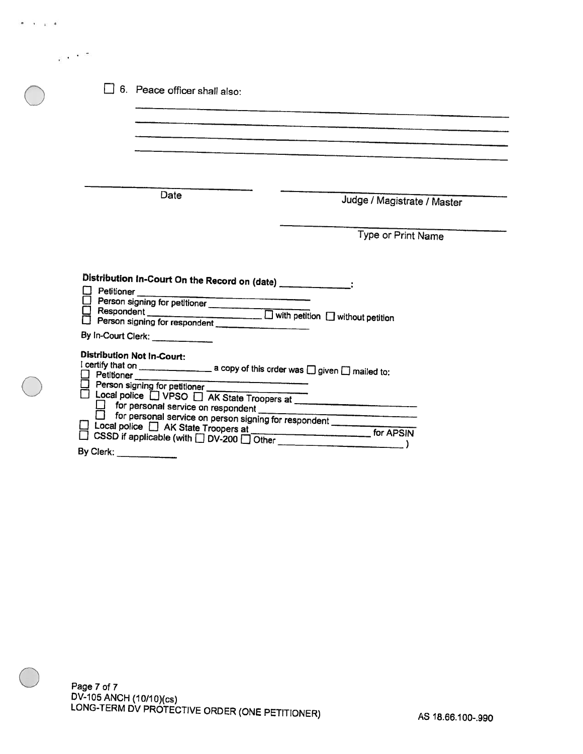☐ 6. Peace officer shall also:

______________________________________________

______________________________________________

______________________________________________

______________________________________________

______________________ Date

______________________ Judge / Magistrate / Master

______________________ Type or Print Name

**Distribution In-Court On the Record on (date) ____________:**

☐ Petitioner ______________________
☐ Person signing for petitioner ______________
☐ Respondent ______________________ ☐ with petition ☐ without petition
☐ Person signing for respondent ______________

By In-Court Clerk: __________

**Distribution Not In-Court:**

I certify that on ____________ a copy of this order was ☐ given ☐ mailed to:

☐ Petitioner ______________________
☐ Person signing for petitioner ______________
☐ Local police ☐ VPSO ☐ AK State Troopers at ______________________
  ☐ for personal service on respondent ______________________
  ☐ for personal service on person signing for respondent ______________
☐ Local police ☐ AK State Troopers at ______________________ for APSIN
☐ CSSD if applicable (with ☐ DV-200 ☐ Other ______________________ )

By Clerk: __________

DV-105 ANCH (10/10)(cs)
LONG-TERM DV PROTECTIVE ORDER (ONE PETITIONER)

AS 18.66.100-.990